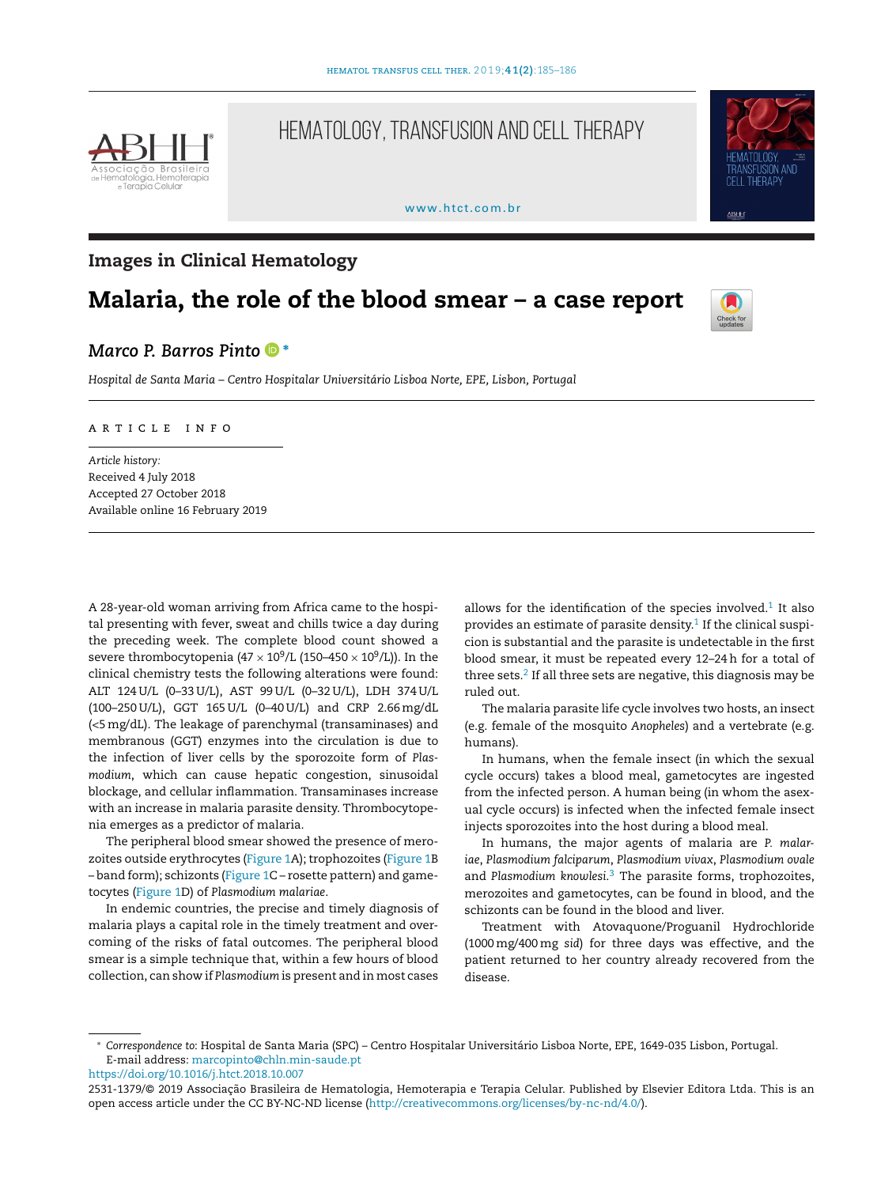Images in Clinical Hematology

# Malaria, the role of the blood smear – a case report

*Marco P. Barros Pinto* *

*Hospital de Santa Maria – Centro Hospitalar Universitário Lisboa Norte, EPE, Lisbon, Portugal*

ARTICLE INFO

*Article history:*
Received 4 July 2018
Accepted 27 October 2018
Available online 16 February 2019

A 28-year-old woman arriving from Africa came to the hospital presenting with fever, sweat and chills twice a day during the preceding week. The complete blood count showed a severe thrombocytopenia ($47 \times 10^9$/L ($150–450 \times 10^9$/L)). In the clinical chemistry tests the following alterations were found: ALT 124 U/L (0–33 U/L), AST 99 U/L (0–32 U/L), LDH 374 U/L (100–250 U/L), GGT 165 U/L (0–40 U/L) and CRP 2.66 mg/dL (<5 mg/dL). The leakage of parenchymal (transaminases) and membranous (GGT) enzymes into the circulation is due to the infection of liver cells by the sporozoite form of *Plasmodium*, which can cause hepatic congestion, sinusoidal blockage, and cellular inflammation. Transaminases increase with an increase in malaria parasite density. Thrombocytopenia emerges as a predictor of malaria.

The peripheral blood smear showed the presence of merozoites outside erythrocytes (Figure 1A); trophozoites (Figure 1B – band form); schizonts (Figure 1C – rosette pattern) and gametocytes (Figure 1D) of *Plasmodium malariae*.

In endemic countries, the precise and timely diagnosis of malaria plays a capital role in the timely treatment and overcoming of the risks of fatal outcomes. The peripheral blood smear is a simple technique that, within a few hours of blood collection, can show if *Plasmodium* is present and in most cases allows for the identification of the species involved.[1] It also provides an estimate of parasite density.[1] If the clinical suspicion is substantial and the parasite is undetectable in the first blood smear, it must be repeated every 12–24 h for a total of three sets.[2] If all three sets are negative, this diagnosis may be ruled out.

The malaria parasite life cycle involves two hosts, an insect (e.g. female of the mosquito *Anopheles*) and a vertebrate (e.g. humans).

In humans, when the female insect (in which the sexual cycle occurs) takes a blood meal, gametocytes are ingested from the infected person. A human being (in whom the asexual cycle occurs) is infected when the infected female insect injects sporozoites into the host during a blood meal.

In humans, the major agents of malaria are *P. malariae*, *Plasmodium falciparum*, *Plasmodium vivax*, *Plasmodium ovale* and *Plasmodium knowlesi*.[3] The parasite forms, trophozoites, merozoites and gametocytes, can be found in blood, and the schizonts can be found in the blood and liver.

Treatment with Atovaquone/Proguanil Hydrochloride (1000 mg/400 mg *sid*) for three days was effective, and the patient returned to her country already recovered from the disease.

\* *Correspondence to:* Hospital de Santa Maria (SPC) – Centro Hospitalar Universitário Lisboa Norte, EPE, 1649-035 Lisbon, Portugal.
E-mail address: marcopinto@chln.min-saude.pt

https://doi.org/10.1016/j.htct.2018.10.007

2531-1379/© 2019 Associação Brasileira de Hematologia, Hemoterapia e Terapia Celular. Published by Elsevier Editora Ltda. This is an open access article under the CC BY-NC-ND license (http://creativecommons.org/licenses/by-nc-nd/4.0/).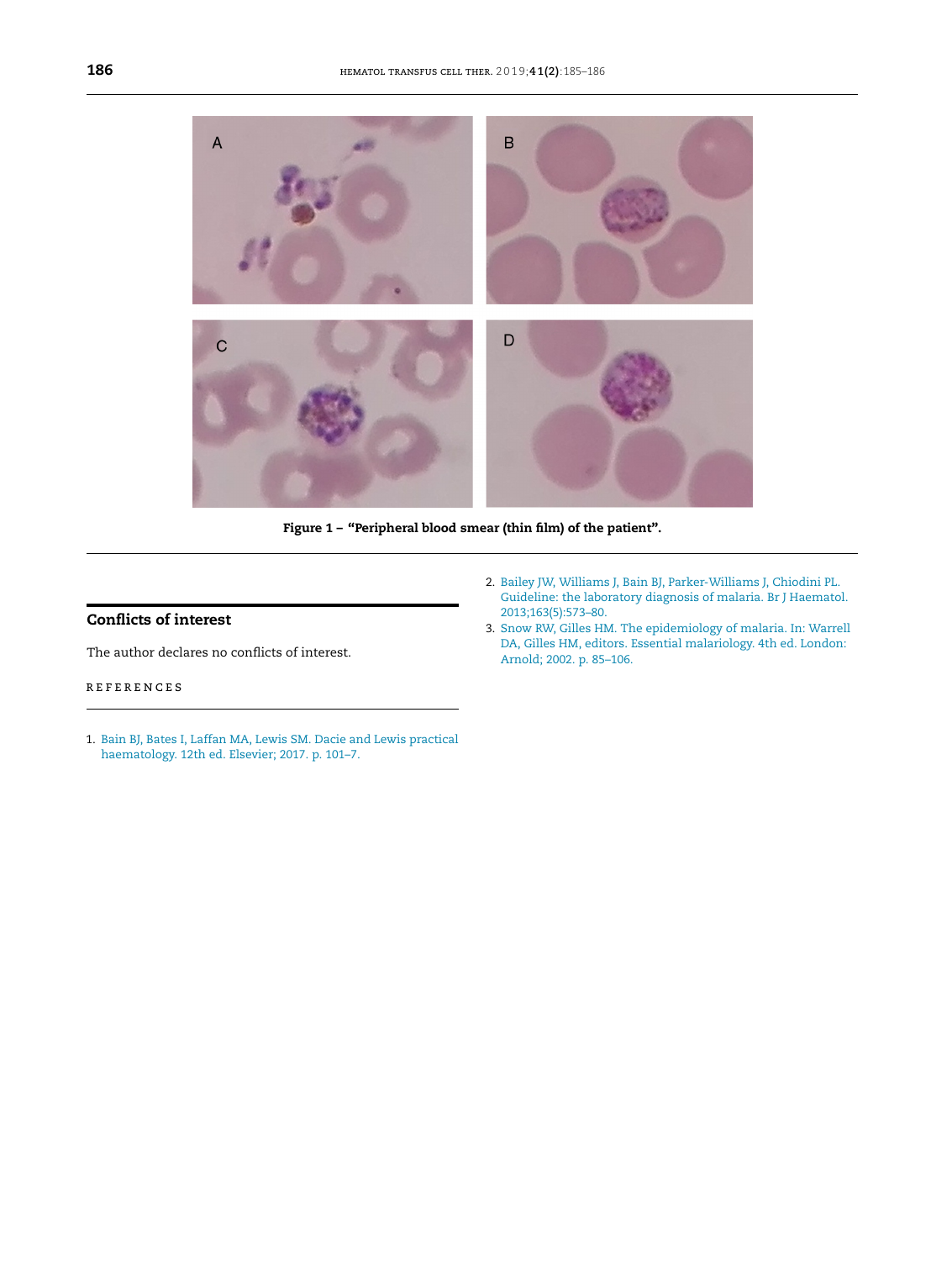Figure 1 – "Peripheral blood smear (thin film) of the patient".

## Conflicts of interest

The author declares no conflicts of interest.

## REFERENCES

1. Bain BJ, Bates I, Laffan MA, Lewis SM. Dacie and Lewis practical haematology. 12th ed. Elsevier; 2017. p. 101–7.
2. Bailey JW, Williams J, Bain BJ, Parker-Williams J, Chiodini PL. Guideline: the laboratory diagnosis of malaria. Br J Haematol. 2013;163(5):573–80.
3. Snow RW, Gilles HM. The epidemiology of malaria. In: Warrell DA, Gilles HM, editors. Essential malariology. 4th ed. London: Arnold; 2002. p. 85–106.